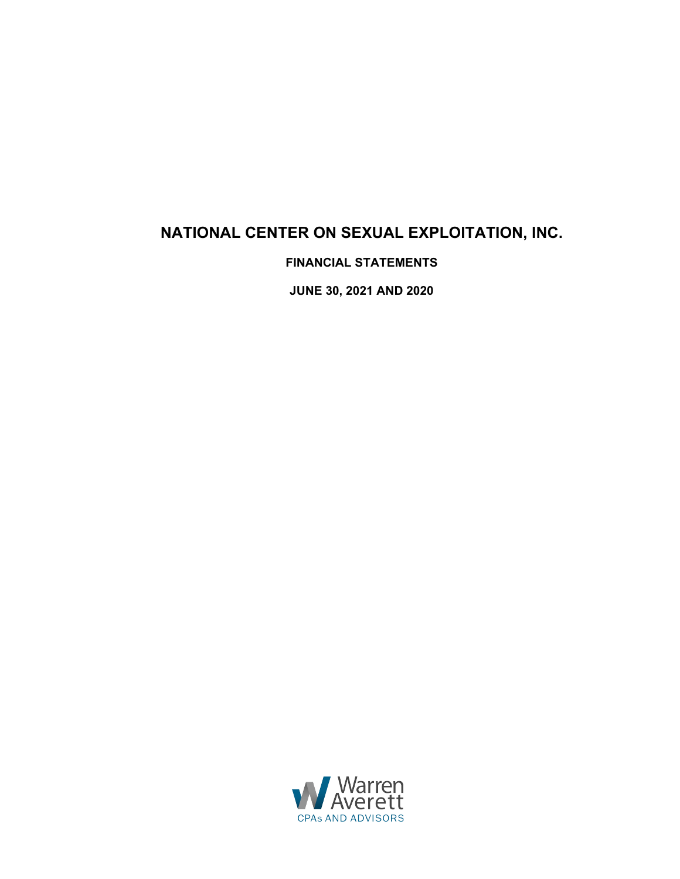# NATIONAL CENTER ON SEXUAL EXPLOITATION, INC.

**FINANCIAL STATEMENTS**

**JUNE 30, 2021 AND 2020**

Warren Averett

CPAs AND ADVISORS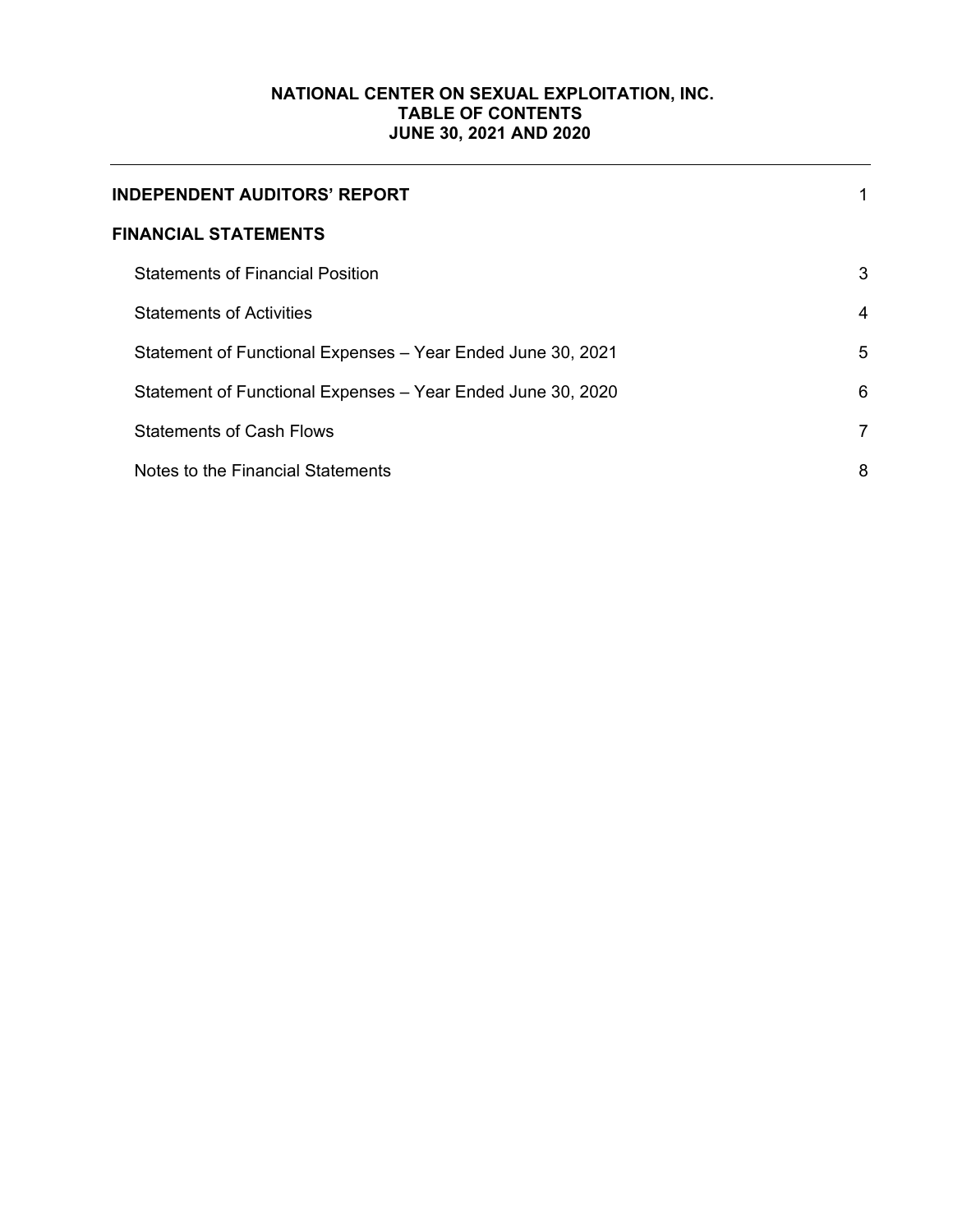**NATIONAL CENTER ON SEXUAL EXPLOITATION, INC.**
**TABLE OF CONTENTS**
**JUNE 30, 2021 AND 2020**

| | |
|---|---|
| **INDEPENDENT AUDITORS' REPORT** | 1 |
| **FINANCIAL STATEMENTS** | |
| Statements of Financial Position | 3 |
| Statements of Activities | 4 |
| Statement of Functional Expenses – Year Ended June 30, 2021 | 5 |
| Statement of Functional Expenses – Year Ended June 30, 2020 | 6 |
| Statements of Cash Flows | 7 |
| Notes to the Financial Statements | 8 |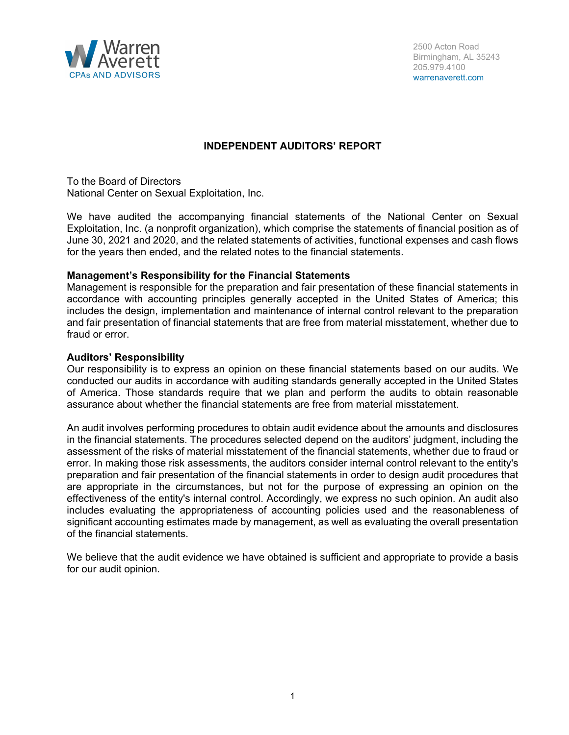Warren Averett
CPAs AND ADVISORS

2500 Acton Road
Birmingham, AL 35243
205.979.4100
warrenaverett.com

# INDEPENDENT AUDITORS' REPORT

To the Board of Directors
National Center on Sexual Exploitation, Inc.

We have audited the accompanying financial statements of the National Center on Sexual Exploitation, Inc. (a nonprofit organization), which comprise the statements of financial position as of June 30, 2021 and 2020, and the related statements of activities, functional expenses and cash flows for the years then ended, and the related notes to the financial statements.

**Management's Responsibility for the Financial Statements**
Management is responsible for the preparation and fair presentation of these financial statements in accordance with accounting principles generally accepted in the United States of America; this includes the design, implementation and maintenance of internal control relevant to the preparation and fair presentation of financial statements that are free from material misstatement, whether due to fraud or error.

**Auditors' Responsibility**
Our responsibility is to express an opinion on these financial statements based on our audits. We conducted our audits in accordance with auditing standards generally accepted in the United States of America. Those standards require that we plan and perform the audits to obtain reasonable assurance about whether the financial statements are free from material misstatement.

An audit involves performing procedures to obtain audit evidence about the amounts and disclosures in the financial statements. The procedures selected depend on the auditors' judgment, including the assessment of the risks of material misstatement of the financial statements, whether due to fraud or error. In making those risk assessments, the auditors consider internal control relevant to the entity's preparation and fair presentation of the financial statements in order to design audit procedures that are appropriate in the circumstances, but not for the purpose of expressing an opinion on the effectiveness of the entity's internal control. Accordingly, we express no such opinion. An audit also includes evaluating the appropriateness of accounting policies used and the reasonableness of significant accounting estimates made by management, as well as evaluating the overall presentation of the financial statements.

We believe that the audit evidence we have obtained is sufficient and appropriate to provide a basis for our audit opinion.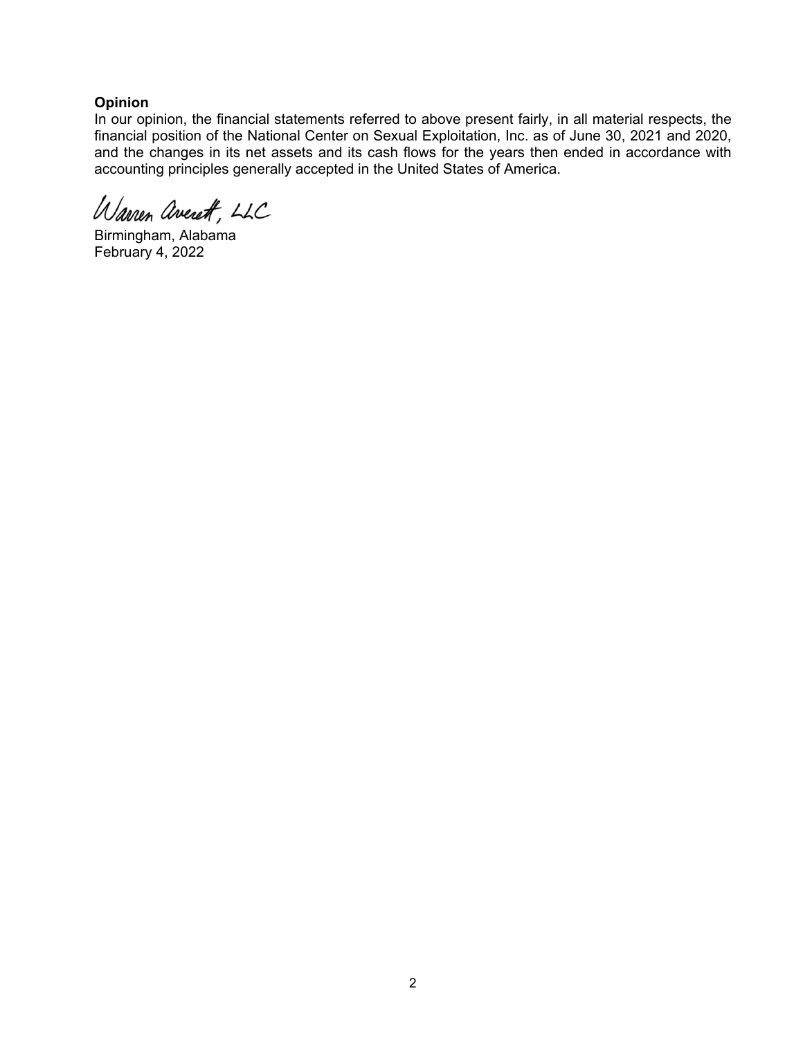**Opinion**

In our opinion, the financial statements referred to above present fairly, in all material respects, the financial position of the National Center on Sexual Exploitation, Inc. as of June 30, 2021 and 2020, and the changes in its net assets and its cash flows for the years then ended in accordance with accounting principles generally accepted in the United States of America.

Warren Averett, LLC

Birmingham, Alabama
February 4, 2022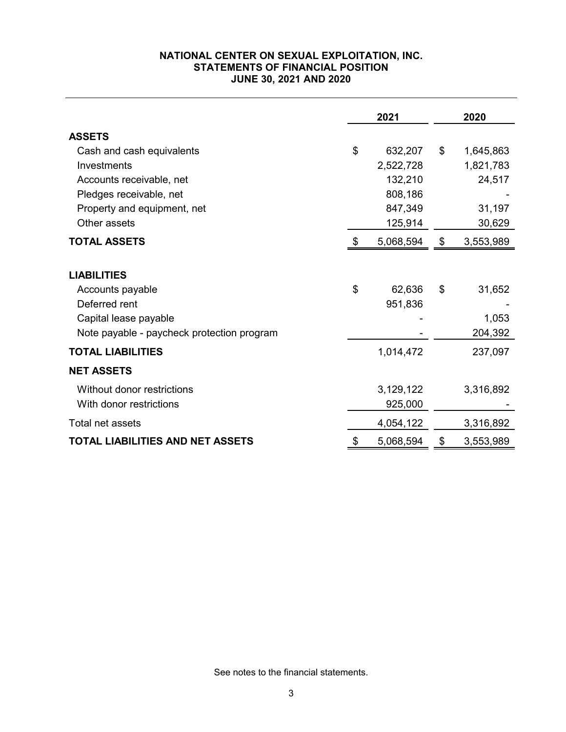**NATIONAL CENTER ON SEXUAL EXPLOITATION, INC.**
**STATEMENTS OF FINANCIAL POSITION**
**JUNE 30, 2021 AND 2020**

| | 2021 | 2020 |
|---|---|---|
| **ASSETS** | | |
| Cash and cash equivalents | $ 632,207 | $ 1,645,863 |
| Investments | 2,522,728 | 1,821,783 |
| Accounts receivable, net | 132,210 | 24,517 |
| Pledges receivable, net | 808,186 | - |
| Property and equipment, net | 847,349 | 31,197 |
| Other assets | 125,914 | 30,629 |
| **TOTAL ASSETS** | $ 5,068,594 | $ 3,553,989 |
| **LIABILITIES** | | |
| Accounts payable | $ 62,636 | $ 31,652 |
| Deferred rent | 951,836 | - |
| Capital lease payable | - | 1,053 |
| Note payable - paycheck protection program | - | 204,392 |
| **TOTAL LIABILITIES** | 1,014,472 | 237,097 |
| **NET ASSETS** | | |
| Without donor restrictions | 3,129,122 | 3,316,892 |
| With donor restrictions | 925,000 | - |
| Total net assets | 4,054,122 | 3,316,892 |
| **TOTAL LIABILITIES AND NET ASSETS** | $ 5,068,594 | $ 3,553,989 |

See notes to the financial statements.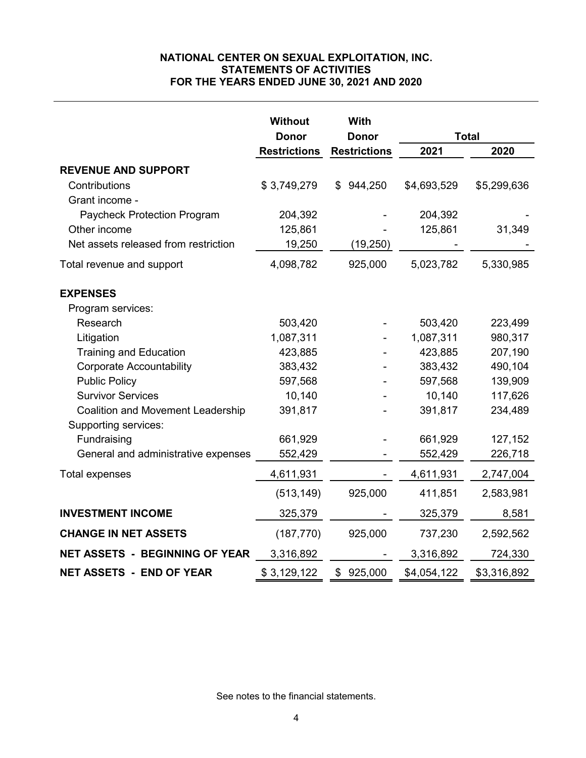**NATIONAL CENTER ON SEXUAL EXPLOITATION, INC.**
**STATEMENTS OF ACTIVITIES**
**FOR THE YEARS ENDED JUNE 30, 2021 AND 2020**

| | Without Donor Restrictions | With Donor Restrictions | Total 2021 | Total 2020 |
|---|---|---|---|---|
| **REVENUE AND SUPPORT** | | | | |
| Contributions | $ 3,749,279 | $ 944,250 | $4,693,529 | $5,299,636 |
| Grant income - | | | | |
| Paycheck Protection Program | 204,392 | - | 204,392 | - |
| Other income | 125,861 | - | 125,861 | 31,349 |
| Net assets released from restriction | 19,250 | (19,250) | - | - |
| Total revenue and support | 4,098,782 | 925,000 | 5,023,782 | 5,330,985 |
| **EXPENSES** | | | | |
| Program services: | | | | |
| Research | 503,420 | - | 503,420 | 223,499 |
| Litigation | 1,087,311 | - | 1,087,311 | 980,317 |
| Training and Education | 423,885 | - | 423,885 | 207,190 |
| Corporate Accountability | 383,432 | - | 383,432 | 490,104 |
| Public Policy | 597,568 | - | 597,568 | 139,909 |
| Survivor Services | 10,140 | - | 10,140 | 117,626 |
| Coalition and Movement Leadership | 391,817 | - | 391,817 | 234,489 |
| Supporting services: | | | | |
| Fundraising | 661,929 | - | 661,929 | 127,152 |
| General and administrative expenses | 552,429 | - | 552,429 | 226,718 |
| Total expenses | 4,611,931 | - | 4,611,931 | 2,747,004 |
| | (513,149) | 925,000 | 411,851 | 2,583,981 |
| **INVESTMENT INCOME** | 325,379 | - | 325,379 | 8,581 |
| **CHANGE IN NET ASSETS** | (187,770) | 925,000 | 737,230 | 2,592,562 |
| **NET ASSETS - BEGINNING OF YEAR** | 3,316,892 | - | 3,316,892 | 724,330 |
| **NET ASSETS - END OF YEAR** | $ 3,129,122 | $ 925,000 | $4,054,122 | $3,316,892 |

See notes to the financial statements.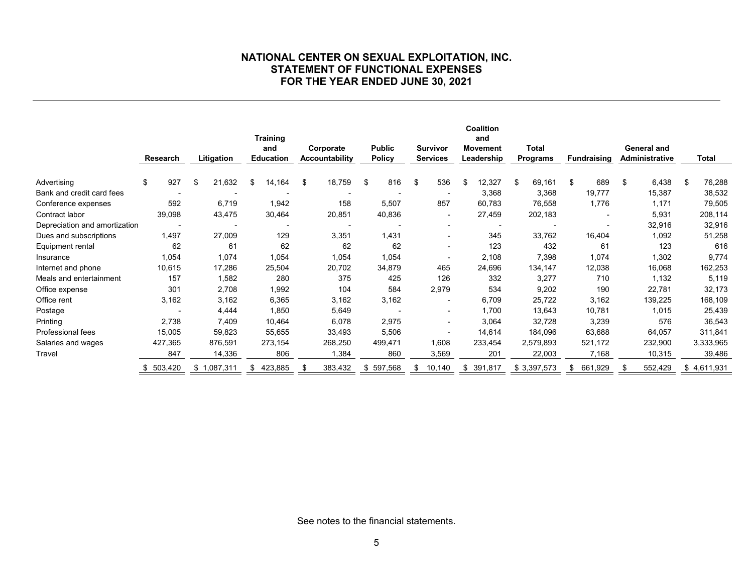# NATIONAL CENTER ON SEXUAL EXPLOITATION, INC.
## STATEMENT OF FUNCTIONAL EXPENSES
### FOR THE YEAR ENDED JUNE 30, 2021

| | Research | Litigation | Training and Education | Corporate Accountability | Public Policy | Survivor Services | Coalition and Movement Leadership | Total Programs | Fundraising | General and Administrative | Total |
|---|---|---|---|---|---|---|---|---|---|---|---|
| Advertising | $ 927 | $ 21,632 | $ 14,164 | $ 18,759 | $ 816 | $ 536 | $ 12,327 | $ 69,161 | $ 689 | $ 6,438 | $ 76,288 |
| Bank and credit card fees | - | - | - | - | - | - | 3,368 | 3,368 | 19,777 | 15,387 | 38,532 |
| Conference expenses | 592 | 6,719 | 1,942 | 158 | 5,507 | 857 | 60,783 | 76,558 | 1,776 | 1,171 | 79,505 |
| Contract labor | 39,098 | 43,475 | 30,464 | 20,851 | 40,836 | - | 27,459 | 202,183 | - | 5,931 | 208,114 |
| Depreciation and amortization | - | - | - | - | - | - | - | - | - | 32,916 | 32,916 |
| Dues and subscriptions | 1,497 | 27,009 | 129 | 3,351 | 1,431 | - | 345 | 33,762 | 16,404 | 1,092 | 51,258 |
| Equipment rental | 62 | 61 | 62 | 62 | 62 | - | 123 | 432 | 61 | 123 | 616 |
| Insurance | 1,054 | 1,074 | 1,054 | 1,054 | 1,054 | - | 2,108 | 7,398 | 1,074 | 1,302 | 9,774 |
| Internet and phone | 10,615 | 17,286 | 25,504 | 20,702 | 34,879 | 465 | 24,696 | 134,147 | 12,038 | 16,068 | 162,253 |
| Meals and entertainment | 157 | 1,582 | 280 | 375 | 425 | 126 | 332 | 3,277 | 710 | 1,132 | 5,119 |
| Office expense | 301 | 2,708 | 1,992 | 104 | 584 | 2,979 | 534 | 9,202 | 190 | 22,781 | 32,173 |
| Office rent | 3,162 | 3,162 | 6,365 | 3,162 | 3,162 | - | 6,709 | 25,722 | 3,162 | 139,225 | 168,109 |
| Postage | - | 4,444 | 1,850 | 5,649 | - | - | 1,700 | 13,643 | 10,781 | 1,015 | 25,439 |
| Printing | 2,738 | 7,409 | 10,464 | 6,078 | 2,975 | - | 3,064 | 32,728 | 3,239 | 576 | 36,543 |
| Professional fees | 15,005 | 59,823 | 55,655 | 33,493 | 5,506 | - | 14,614 | 184,096 | 63,688 | 64,057 | 311,841 |
| Salaries and wages | 427,365 | 876,591 | 273,154 | 268,250 | 499,471 | 1,608 | 233,454 | 2,579,893 | 521,172 | 232,900 | 3,333,965 |
| Travel | 847 | 14,336 | 806 | 1,384 | 860 | 3,569 | 201 | 22,003 | 7,168 | 10,315 | 39,486 |
| | $ 503,420 | $ 1,087,311 | $ 423,885 | $ 383,432 | $ 597,568 | $ 10,140 | $ 391,817 | $ 3,397,573 | $ 661,929 | $ 552,429 | $ 4,611,931 |

See notes to the financial statements.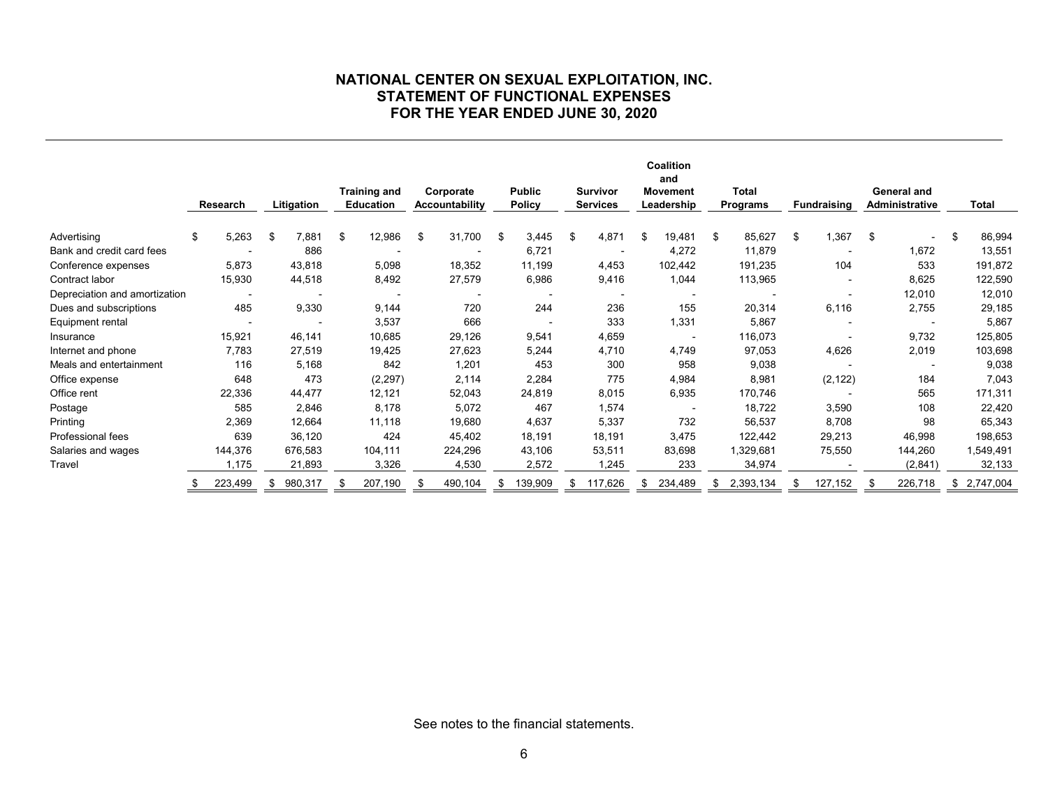# NATIONAL CENTER ON SEXUAL EXPLOITATION, INC.
## STATEMENT OF FUNCTIONAL EXPENSES
## FOR THE YEAR ENDED JUNE 30, 2020

| | Research | Litigation | Training and Education | Corporate Accountability | Public Policy | Survivor Services | Coalition and Movement Leadership | Total Programs | Fundraising | General and Administrative | Total |
|---|---|---|---|---|---|---|---|---|---|---|---|
| Advertising | $ 5,263 | $ 7,881 | $ 12,986 | $ 31,700 | $ 3,445 | $ 4,871 | $ 19,481 | $ 85,627 | $ 1,367 | $ - | $ 86,994 |
| Bank and credit card fees | - | 886 | - | - | 6,721 | - | 4,272 | 11,879 | - | 1,672 | 13,551 |
| Conference expenses | 5,873 | 43,818 | 5,098 | 18,352 | 11,199 | 4,453 | 102,442 | 191,235 | 104 | 533 | 191,872 |
| Contract labor | 15,930 | 44,518 | 8,492 | 27,579 | 6,986 | 9,416 | 1,044 | 113,965 | - | 8,625 | 122,590 |
| Depreciation and amortization | - | - | - | - | - | - | - | - | - | 12,010 | 12,010 |
| Dues and subscriptions | 485 | 9,330 | 9,144 | 720 | 244 | 236 | 155 | 20,314 | 6,116 | 2,755 | 29,185 |
| Equipment rental | - | - | 3,537 | 666 | - | 333 | 1,331 | 5,867 | - | - | 5,867 |
| Insurance | 15,921 | 46,141 | 10,685 | 29,126 | 9,541 | 4,659 | - | 116,073 | - | 9,732 | 125,805 |
| Internet and phone | 7,783 | 27,519 | 19,425 | 27,623 | 5,244 | 4,710 | 4,749 | 97,053 | 4,626 | 2,019 | 103,698 |
| Meals and entertainment | 116 | 5,168 | 842 | 1,201 | 453 | 300 | 958 | 9,038 | - | - | 9,038 |
| Office expense | 648 | 473 | (2,297) | 2,114 | 2,284 | 775 | 4,984 | 8,981 | (2,122) | 184 | 7,043 |
| Office rent | 22,336 | 44,477 | 12,121 | 52,043 | 24,819 | 8,015 | 6,935 | 170,746 | - | 565 | 171,311 |
| Postage | 585 | 2,846 | 8,178 | 5,072 | 467 | 1,574 | - | 18,722 | 3,590 | 108 | 22,420 |
| Printing | 2,369 | 12,664 | 11,118 | 19,680 | 4,637 | 5,337 | 732 | 56,537 | 8,708 | 98 | 65,343 |
| Professional fees | 639 | 36,120 | 424 | 45,402 | 18,191 | 18,191 | 3,475 | 122,442 | 29,213 | 46,998 | 198,653 |
| Salaries and wages | 144,376 | 676,583 | 104,111 | 224,296 | 43,106 | 53,511 | 83,698 | 1,329,681 | 75,550 | 144,260 | 1,549,491 |
| Travel | 1,175 | 21,893 | 3,326 | 4,530 | 2,572 | 1,245 | 233 | 34,974 | - | (2,841) | 32,133 |
| | $ 223,499 | $ 980,317 | $ 207,190 | $ 490,104 | $ 139,909 | $ 117,626 | $ 234,489 | $ 2,393,134 | $ 127,152 | $ 226,718 | $ 2,747,004 |

See notes to the financial statements.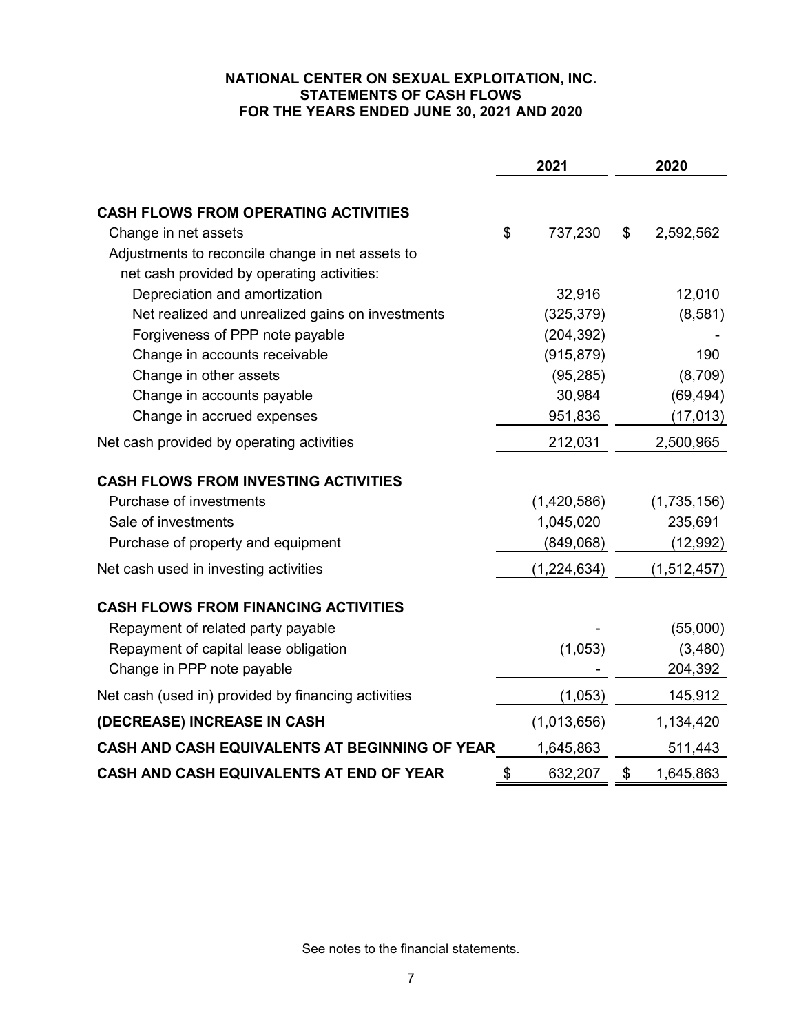# NATIONAL CENTER ON SEXUAL EXPLOITATION, INC.
## STATEMENTS OF CASH FLOWS
## FOR THE YEARS ENDED JUNE 30, 2021 AND 2020

| | 2021 | 2020 |
|---|---|---|
| **CASH FLOWS FROM OPERATING ACTIVITIES** | | |
| Change in net assets | $ 737,230 | $ 2,592,562 |
| Adjustments to reconcile change in net assets to net cash provided by operating activities: | | |
| Depreciation and amortization | 32,916 | 12,010 |
| Net realized and unrealized gains on investments | (325,379) | (8,581) |
| Forgiveness of PPP note payable | (204,392) | - |
| Change in accounts receivable | (915,879) | 190 |
| Change in other assets | (95,285) | (8,709) |
| Change in accounts payable | 30,984 | (69,494) |
| Change in accrued expenses | 951,836 | (17,013) |
| Net cash provided by operating activities | 212,031 | 2,500,965 |
| **CASH FLOWS FROM INVESTING ACTIVITIES** | | |
| Purchase of investments | (1,420,586) | (1,735,156) |
| Sale of investments | 1,045,020 | 235,691 |
| Purchase of property and equipment | (849,068) | (12,992) |
| Net cash used in investing activities | (1,224,634) | (1,512,457) |
| **CASH FLOWS FROM FINANCING ACTIVITIES** | | |
| Repayment of related party payable | - | (55,000) |
| Repayment of capital lease obligation | (1,053) | (3,480) |
| Change in PPP note payable | - | 204,392 |
| Net cash (used in) provided by financing activities | (1,053) | 145,912 |
| **(DECREASE) INCREASE IN CASH** | (1,013,656) | 1,134,420 |
| **CASH AND CASH EQUIVALENTS AT BEGINNING OF YEAR** | 1,645,863 | 511,443 |
| **CASH AND CASH EQUIVALENTS AT END OF YEAR** | $ 632,207 | $ 1,645,863 |

See notes to the financial statements.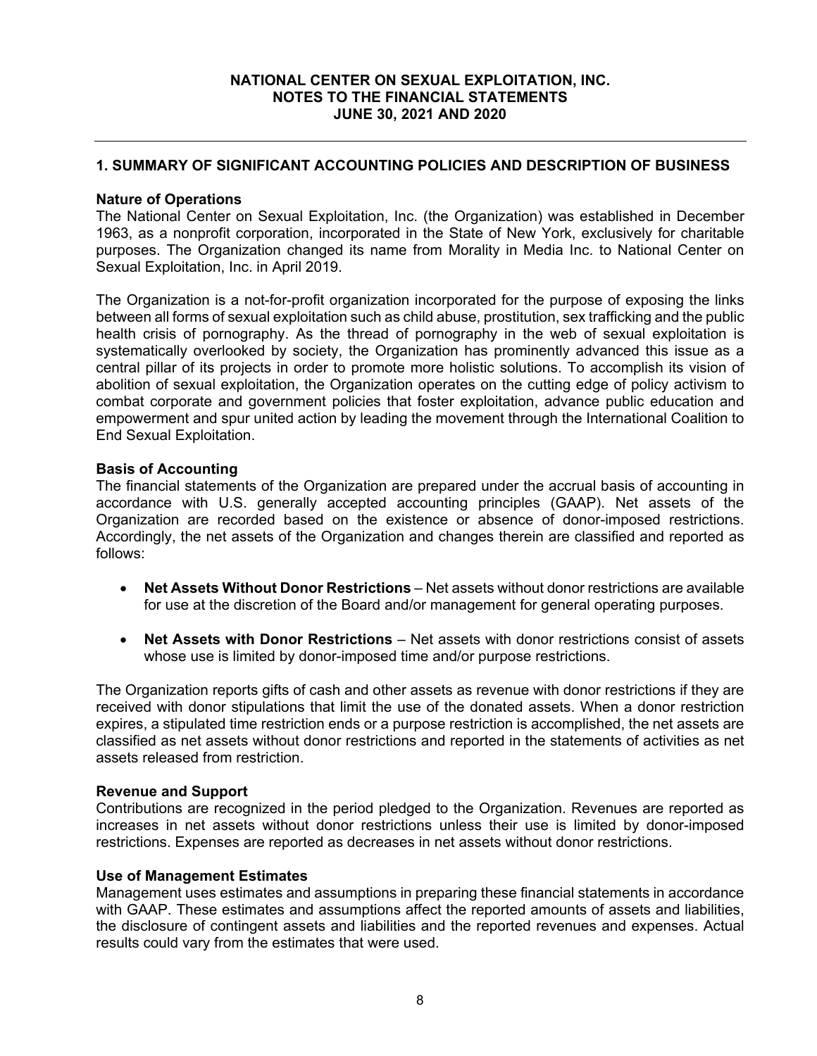**NATIONAL CENTER ON SEXUAL EXPLOITATION, INC.**
**NOTES TO THE FINANCIAL STATEMENTS**
**JUNE 30, 2021 AND 2020**

## 1. SUMMARY OF SIGNIFICANT ACCOUNTING POLICIES AND DESCRIPTION OF BUSINESS

### Nature of Operations

The National Center on Sexual Exploitation, Inc. (the Organization) was established in December 1963, as a nonprofit corporation, incorporated in the State of New York, exclusively for charitable purposes. The Organization changed its name from Morality in Media Inc. to National Center on Sexual Exploitation, Inc. in April 2019.

The Organization is a not-for-profit organization incorporated for the purpose of exposing the links between all forms of sexual exploitation such as child abuse, prostitution, sex trafficking and the public health crisis of pornography. As the thread of pornography in the web of sexual exploitation is systematically overlooked by society, the Organization has prominently advanced this issue as a central pillar of its projects in order to promote more holistic solutions. To accomplish its vision of abolition of sexual exploitation, the Organization operates on the cutting edge of policy activism to combat corporate and government policies that foster exploitation, advance public education and empowerment and spur united action by leading the movement through the International Coalition to End Sexual Exploitation.

### Basis of Accounting

The financial statements of the Organization are prepared under the accrual basis of accounting in accordance with U.S. generally accepted accounting principles (GAAP). Net assets of the Organization are recorded based on the existence or absence of donor-imposed restrictions. Accordingly, the net assets of the Organization and changes therein are classified and reported as follows:

- **Net Assets Without Donor Restrictions** – Net assets without donor restrictions are available for use at the discretion of the Board and/or management for general operating purposes.
- **Net Assets with Donor Restrictions** – Net assets with donor restrictions consist of assets whose use is limited by donor-imposed time and/or purpose restrictions.

The Organization reports gifts of cash and other assets as revenue with donor restrictions if they are received with donor stipulations that limit the use of the donated assets. When a donor restriction expires, a stipulated time restriction ends or a purpose restriction is accomplished, the net assets are classified as net assets without donor restrictions and reported in the statements of activities as net assets released from restriction.

### Revenue and Support

Contributions are recognized in the period pledged to the Organization. Revenues are reported as increases in net assets without donor restrictions unless their use is limited by donor-imposed restrictions. Expenses are reported as decreases in net assets without donor restrictions.

### Use of Management Estimates

Management uses estimates and assumptions in preparing these financial statements in accordance with GAAP. These estimates and assumptions affect the reported amounts of assets and liabilities, the disclosure of contingent assets and liabilities and the reported revenues and expenses. Actual results could vary from the estimates that were used.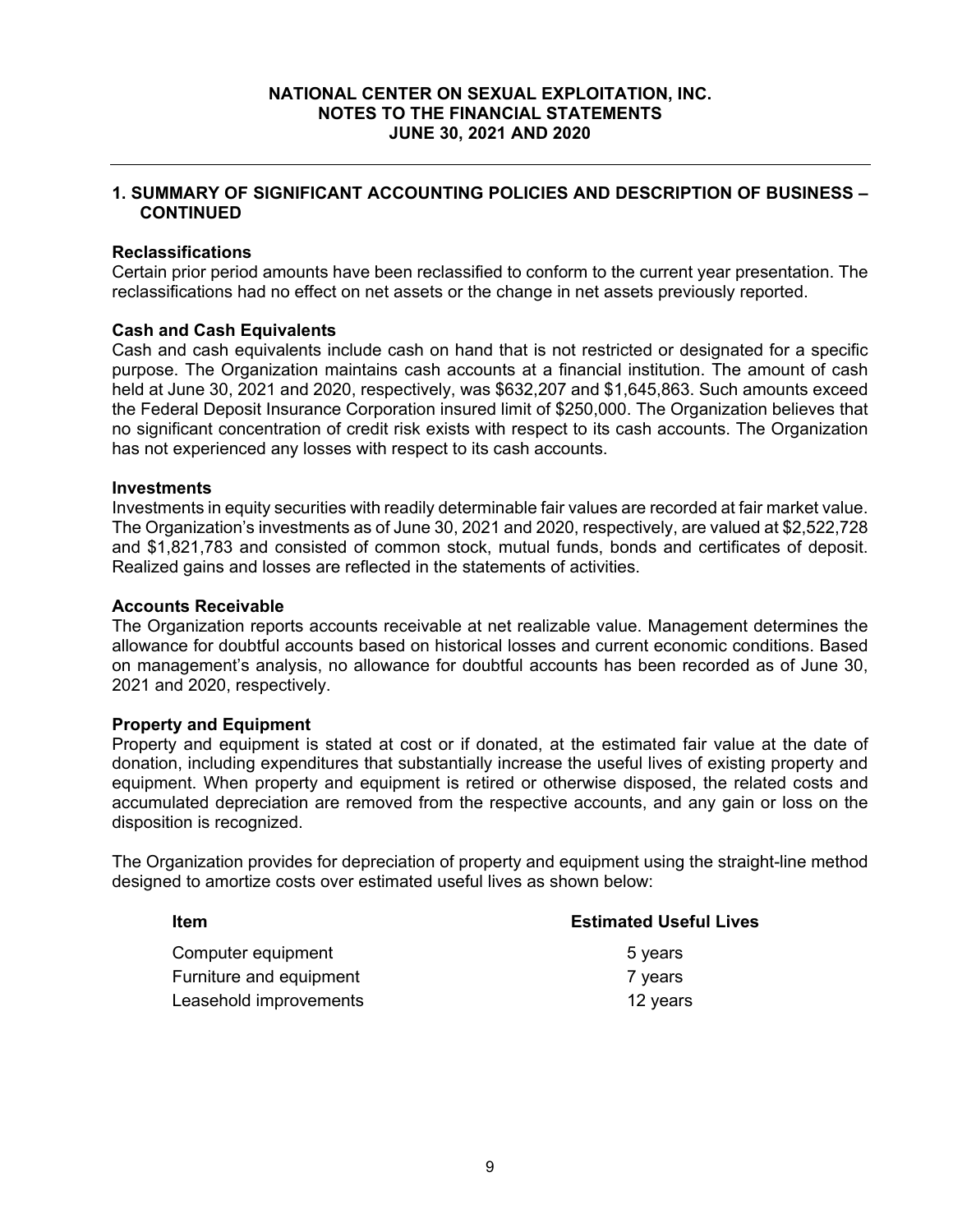## 1. SUMMARY OF SIGNIFICANT ACCOUNTING POLICIES AND DESCRIPTION OF BUSINESS – CONTINUED

**Reclassifications**
Certain prior period amounts have been reclassified to conform to the current year presentation. The reclassifications had no effect on net assets or the change in net assets previously reported.

**Cash and Cash Equivalents**
Cash and cash equivalents include cash on hand that is not restricted or designated for a specific purpose. The Organization maintains cash accounts at a financial institution. The amount of cash held at June 30, 2021 and 2020, respectively, was $632,207 and $1,645,863. Such amounts exceed the Federal Deposit Insurance Corporation insured limit of $250,000. The Organization believes that no significant concentration of credit risk exists with respect to its cash accounts. The Organization has not experienced any losses with respect to its cash accounts.

**Investments**
Investments in equity securities with readily determinable fair values are recorded at fair market value. The Organization's investments as of June 30, 2021 and 2020, respectively, are valued at $2,522,728 and $1,821,783 and consisted of common stock, mutual funds, bonds and certificates of deposit. Realized gains and losses are reflected in the statements of activities.

**Accounts Receivable**
The Organization reports accounts receivable at net realizable value. Management determines the allowance for doubtful accounts based on historical losses and current economic conditions. Based on management's analysis, no allowance for doubtful accounts has been recorded as of June 30, 2021 and 2020, respectively.

**Property and Equipment**
Property and equipment is stated at cost or if donated, at the estimated fair value at the date of donation, including expenditures that substantially increase the useful lives of existing property and equipment. When property and equipment is retired or otherwise disposed, the related costs and accumulated depreciation are removed from the respective accounts, and any gain or loss on the disposition is recognized.

The Organization provides for depreciation of property and equipment using the straight-line method designed to amortize costs over estimated useful lives as shown below:

| Item | Estimated Useful Lives |
|---|---|
| Computer equipment | 5 years |
| Furniture and equipment | 7 years |
| Leasehold improvements | 12 years |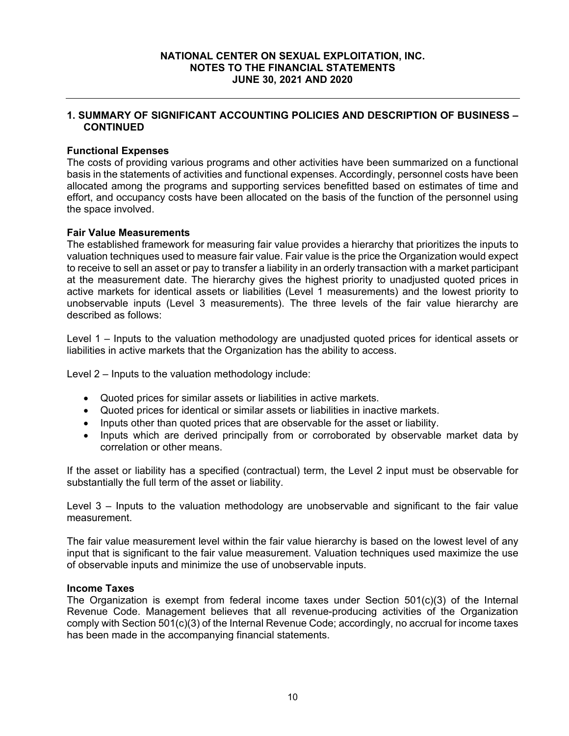## 1. SUMMARY OF SIGNIFICANT ACCOUNTING POLICIES AND DESCRIPTION OF BUSINESS – CONTINUED

### Functional Expenses

The costs of providing various programs and other activities have been summarized on a functional basis in the statements of activities and functional expenses. Accordingly, personnel costs have been allocated among the programs and supporting services benefitted based on estimates of time and effort, and occupancy costs have been allocated on the basis of the function of the personnel using the space involved.

### Fair Value Measurements

The established framework for measuring fair value provides a hierarchy that prioritizes the inputs to valuation techniques used to measure fair value. Fair value is the price the Organization would expect to receive to sell an asset or pay to transfer a liability in an orderly transaction with a market participant at the measurement date. The hierarchy gives the highest priority to unadjusted quoted prices in active markets for identical assets or liabilities (Level 1 measurements) and the lowest priority to unobservable inputs (Level 3 measurements). The three levels of the fair value hierarchy are described as follows:

Level 1 – Inputs to the valuation methodology are unadjusted quoted prices for identical assets or liabilities in active markets that the Organization has the ability to access.

Level 2 – Inputs to the valuation methodology include:

- Quoted prices for similar assets or liabilities in active markets.
- Quoted prices for identical or similar assets or liabilities in inactive markets.
- Inputs other than quoted prices that are observable for the asset or liability.
- Inputs which are derived principally from or corroborated by observable market data by correlation or other means.

If the asset or liability has a specified (contractual) term, the Level 2 input must be observable for substantially the full term of the asset or liability.

Level 3 – Inputs to the valuation methodology are unobservable and significant to the fair value measurement.

The fair value measurement level within the fair value hierarchy is based on the lowest level of any input that is significant to the fair value measurement. Valuation techniques used maximize the use of observable inputs and minimize the use of unobservable inputs.

### Income Taxes

The Organization is exempt from federal income taxes under Section 501(c)(3) of the Internal Revenue Code. Management believes that all revenue-producing activities of the Organization comply with Section 501(c)(3) of the Internal Revenue Code; accordingly, no accrual for income taxes has been made in the accompanying financial statements.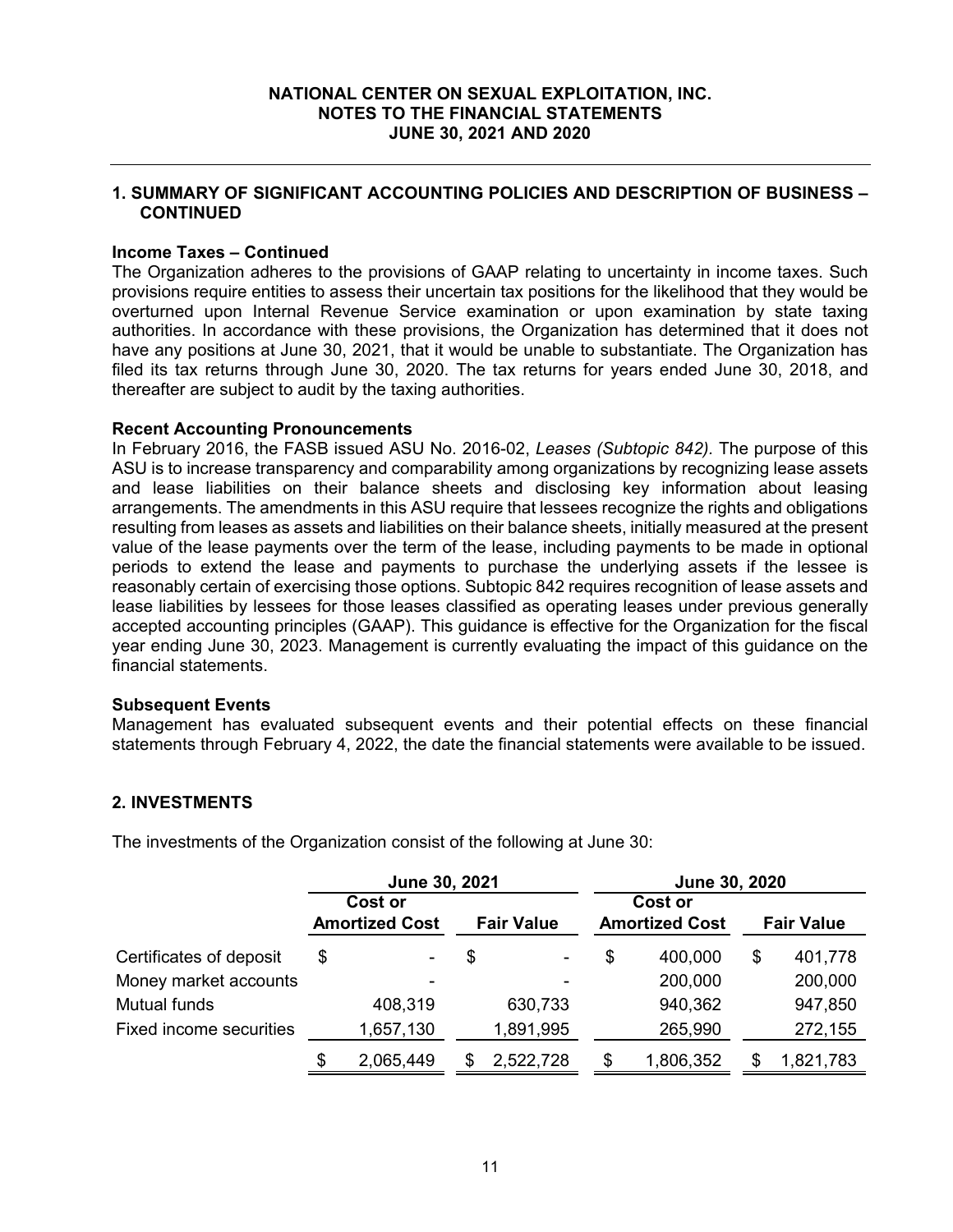## 1. SUMMARY OF SIGNIFICANT ACCOUNTING POLICIES AND DESCRIPTION OF BUSINESS – CONTINUED

### Income Taxes – Continued

The Organization adheres to the provisions of GAAP relating to uncertainty in income taxes. Such provisions require entities to assess their uncertain tax positions for the likelihood that they would be overturned upon Internal Revenue Service examination or upon examination by state taxing authorities. In accordance with these provisions, the Organization has determined that it does not have any positions at June 30, 2021, that it would be unable to substantiate. The Organization has filed its tax returns through June 30, 2020. The tax returns for years ended June 30, 2018, and thereafter are subject to audit by the taxing authorities.

### Recent Accounting Pronouncements

In February 2016, the FASB issued ASU No. 2016-02, *Leases (Subtopic 842)*. The purpose of this ASU is to increase transparency and comparability among organizations by recognizing lease assets and lease liabilities on their balance sheets and disclosing key information about leasing arrangements. The amendments in this ASU require that lessees recognize the rights and obligations resulting from leases as assets and liabilities on their balance sheets, initially measured at the present value of the lease payments over the term of the lease, including payments to be made in optional periods to extend the lease and payments to purchase the underlying assets if the lessee is reasonably certain of exercising those options. Subtopic 842 requires recognition of lease assets and lease liabilities by lessees for those leases classified as operating leases under previous generally accepted accounting principles (GAAP). This guidance is effective for the Organization for the fiscal year ending June 30, 2023. Management is currently evaluating the impact of this guidance on the financial statements.

### Subsequent Events

Management has evaluated subsequent events and their potential effects on these financial statements through February 4, 2022, the date the financial statements were available to be issued.

## 2. INVESTMENTS

The investments of the Organization consist of the following at June 30:

| | June 30, 2021 | | June 30, 2020 | |
|---|---|---|---|---|
| | Cost or Amortized Cost | Fair Value | Cost or Amortized Cost | Fair Value |
| Certificates of deposit | $ - | $ - | $ 400,000 | $ 401,778 |
| Money market accounts | - | - | 200,000 | 200,000 |
| Mutual funds | 408,319 | 630,733 | 940,362 | 947,850 |
| Fixed income securities | 1,657,130 | 1,891,995 | 265,990 | 272,155 |
| | $ 2,065,449 | $ 2,522,728 | $ 1,806,352 | $ 1,821,783 |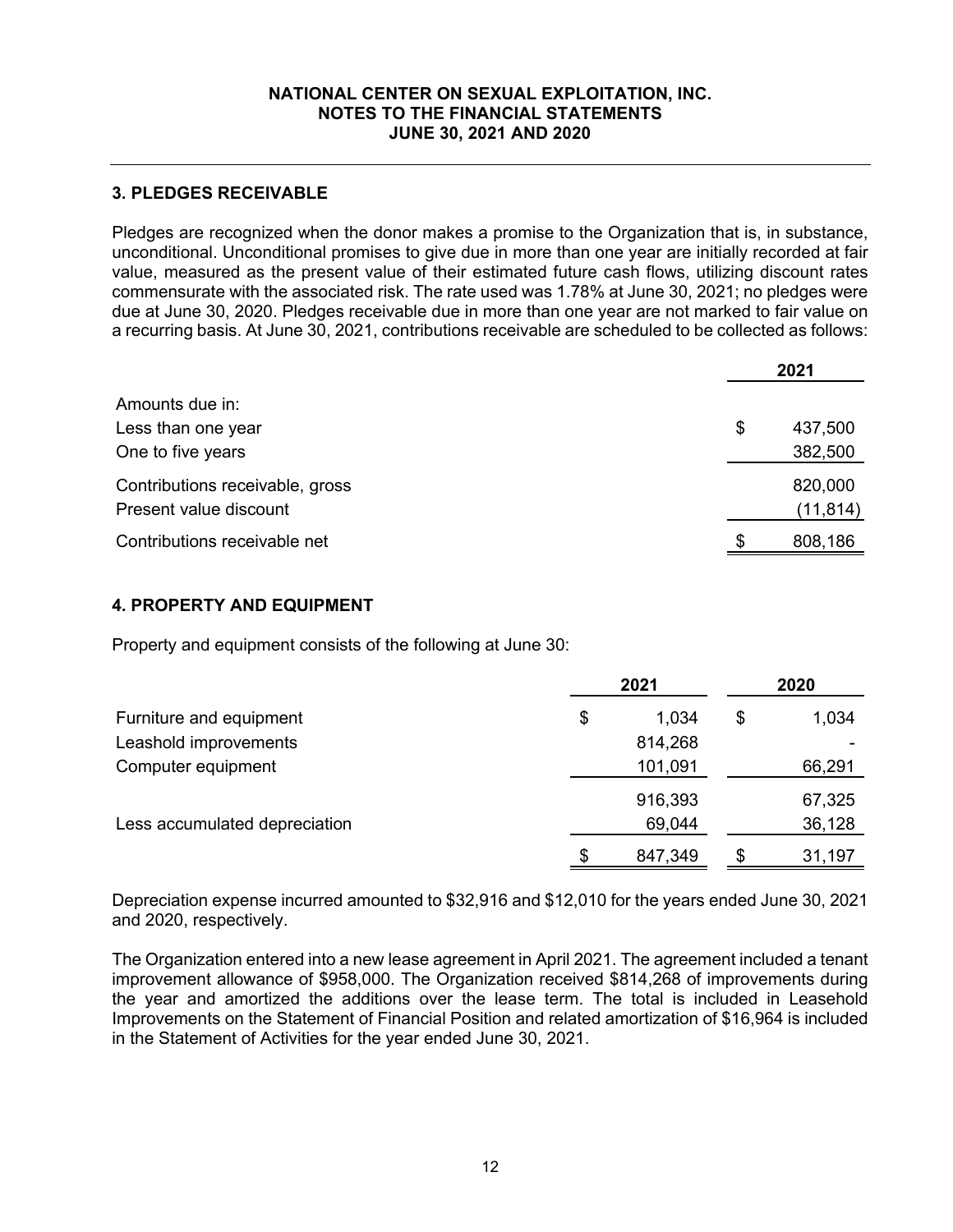## 3. PLEDGES RECEIVABLE

Pledges are recognized when the donor makes a promise to the Organization that is, in substance, unconditional. Unconditional promises to give due in more than one year are initially recorded at fair value, measured as the present value of their estimated future cash flows, utilizing discount rates commensurate with the associated risk. The rate used was 1.78% at June 30, 2021; no pledges were due at June 30, 2020. Pledges receivable due in more than one year are not marked to fair value on a recurring basis. At June 30, 2021, contributions receivable are scheduled to be collected as follows:

| | 2021 |
|---|---|
| Amounts due in: | |
| Less than one year | $ 437,500 |
| One to five years | 382,500 |
| Contributions receivable, gross | 820,000 |
| Present value discount | (11,814) |
| Contributions receivable net | $ 808,186 |

## 4. PROPERTY AND EQUIPMENT

Property and equipment consists of the following at June 30:

| | 2021 | 2020 |
|---|---|---|
| Furniture and equipment | $ 1,034 | $ 1,034 |
| Leasehold improvements | 814,268 | - |
| Computer equipment | 101,091 | 66,291 |
| | 916,393 | 67,325 |
| Less accumulated depreciation | 69,044 | 36,128 |
| | $ 847,349 | $ 31,197 |

Depreciation expense incurred amounted to $32,916 and $12,010 for the years ended June 30, 2021 and 2020, respectively.

The Organization entered into a new lease agreement in April 2021. The agreement included a tenant improvement allowance of $958,000. The Organization received $814,268 of improvements during the year and amortized the additions over the lease term. The total is included in Leasehold Improvements on the Statement of Financial Position and related amortization of $16,964 is included in the Statement of Activities for the year ended June 30, 2021.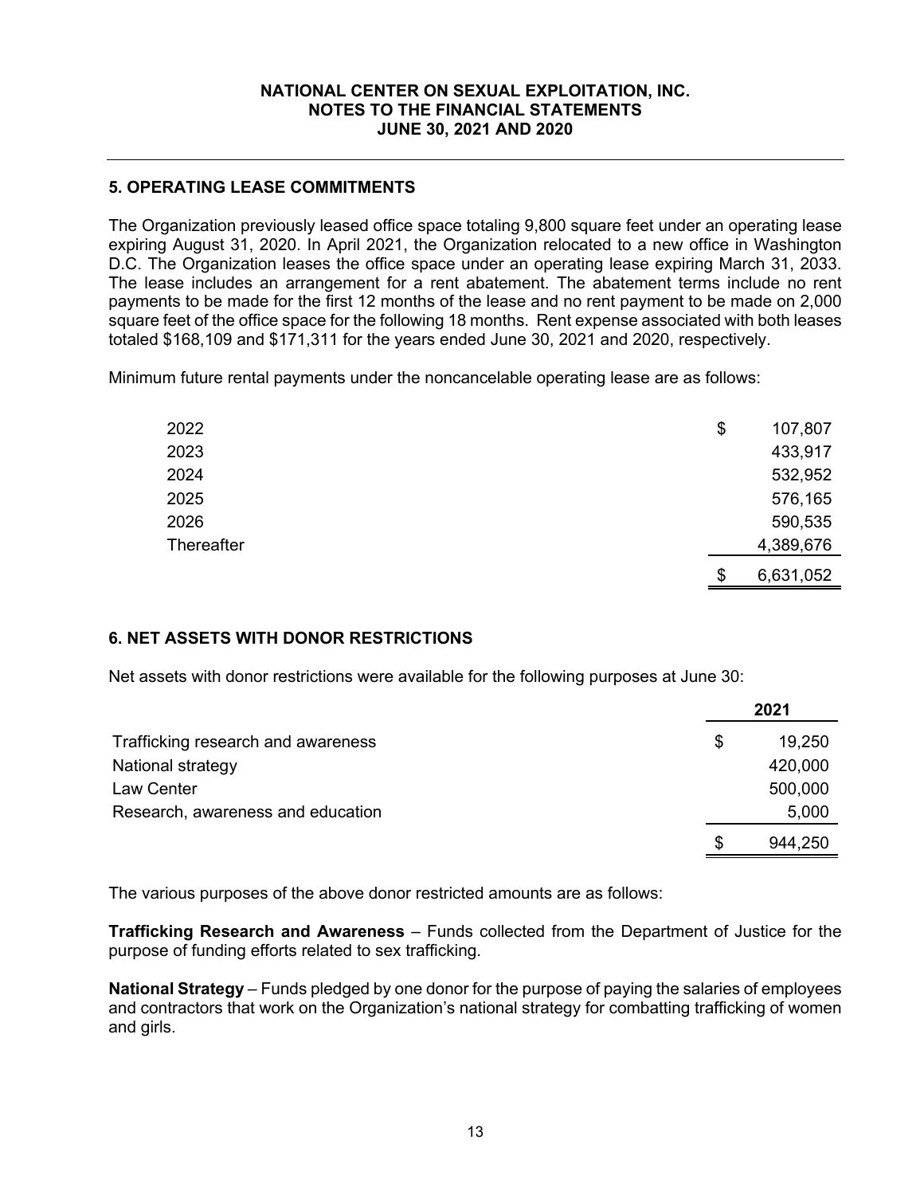## 5. OPERATING LEASE COMMITMENTS

The Organization previously leased office space totaling 9,800 square feet under an operating lease expiring August 31, 2020. In April 2021, the Organization relocated to a new office in Washington D.C. The Organization leases the office space under an operating lease expiring March 31, 2033. The lease includes an arrangement for a rent abatement. The abatement terms include no rent payments to be made for the first 12 months of the lease and no rent payment to be made on 2,000 square feet of the office space for the following 18 months. Rent expense associated with both leases totaled $168,109 and $171,311 for the years ended June 30, 2021 and 2020, respectively.

Minimum future rental payments under the noncancelable operating lease are as follows:

| | |
|---|---|
| 2022 | $ 107,807 |
| 2023 | 433,917 |
| 2024 | 532,952 |
| 2025 | 576,165 |
| 2026 | 590,535 |
| Thereafter | 4,389,676 |
| | $ 6,631,052 |

## 6. NET ASSETS WITH DONOR RESTRICTIONS

Net assets with donor restrictions were available for the following purposes at June 30:

| | 2021 |
|---|---|
| Trafficking research and awareness | $ 19,250 |
| National strategy | 420,000 |
| Law Center | 500,000 |
| Research, awareness and education | 5,000 |
| | $ 944,250 |

The various purposes of the above donor restricted amounts are as follows:

**Trafficking Research and Awareness** – Funds collected from the Department of Justice for the purpose of funding efforts related to sex trafficking.

**National Strategy** – Funds pledged by one donor for the purpose of paying the salaries of employees and contractors that work on the Organization's national strategy for combatting trafficking of women and girls.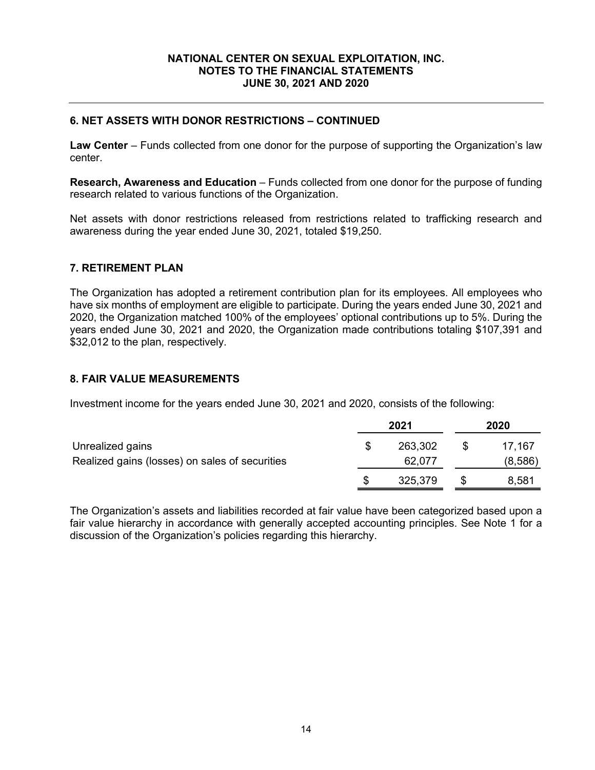## 6. NET ASSETS WITH DONOR RESTRICTIONS – CONTINUED

**Law Center** – Funds collected from one donor for the purpose of supporting the Organization's law center.

**Research, Awareness and Education** – Funds collected from one donor for the purpose of funding research related to various functions of the Organization.

Net assets with donor restrictions released from restrictions related to trafficking research and awareness during the year ended June 30, 2021, totaled $19,250.

## 7. RETIREMENT PLAN

The Organization has adopted a retirement contribution plan for its employees. All employees who have six months of employment are eligible to participate. During the years ended June 30, 2021 and 2020, the Organization matched 100% of the employees' optional contributions up to 5%. During the years ended June 30, 2021 and 2020, the Organization made contributions totaling $107,391 and $32,012 to the plan, respectively.

## 8. FAIR VALUE MEASUREMENTS

Investment income for the years ended June 30, 2021 and 2020, consists of the following:

| | 2021 | 2020 |
|---|---|---|
| Unrealized gains | $ 263,302 | $ 17,167 |
| Realized gains (losses) on sales of securities | 62,077 | (8,586) |
| | $ 325,379 | $ 8,581 |

The Organization's assets and liabilities recorded at fair value have been categorized based upon a fair value hierarchy in accordance with generally accepted accounting principles. See Note 1 for a discussion of the Organization's policies regarding this hierarchy.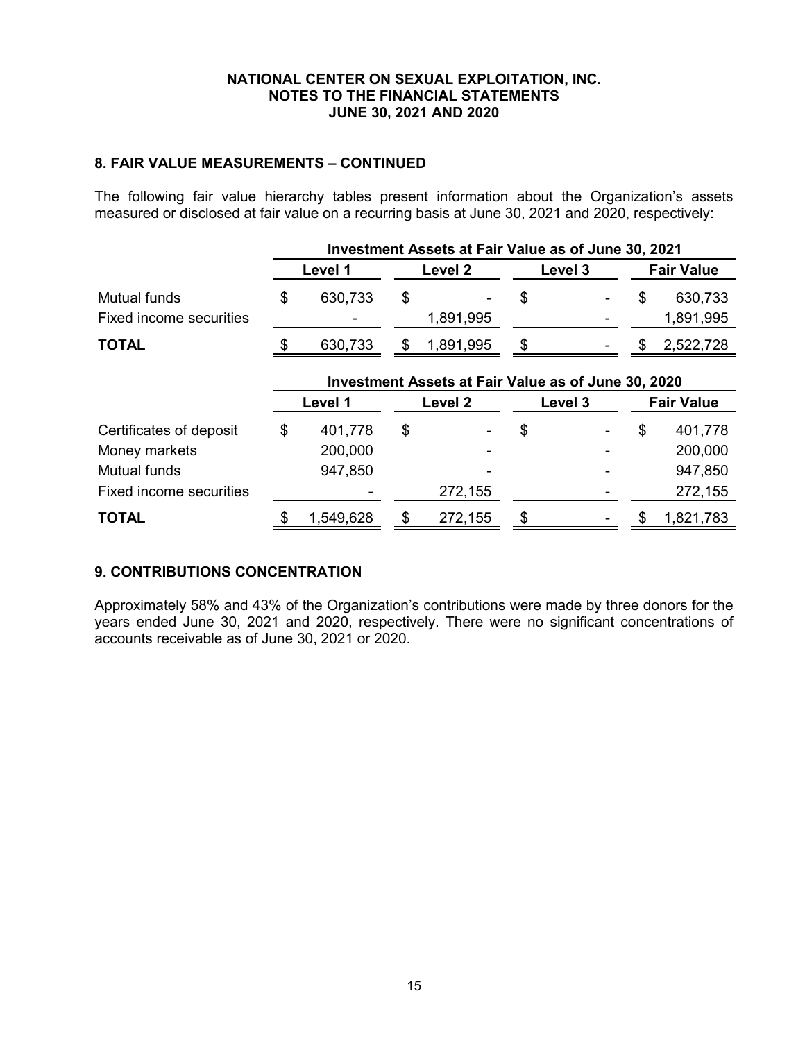## 8. FAIR VALUE MEASUREMENTS – CONTINUED

The following fair value hierarchy tables present information about the Organization's assets measured or disclosed at fair value on a recurring basis at June 30, 2021 and 2020, respectively:

| | Investment Assets at Fair Value as of June 30, 2021 | | | |
|---|---|---|---|---|
| | Level 1 | Level 2 | Level 3 | Fair Value |
| Mutual funds | $ 630,733 | $ - | $ - | $ 630,733 |
| Fixed income securities | - | 1,891,995 | - | 1,891,995 |
| **TOTAL** | $ 630,733 | $ 1,891,995 | $ - | $ 2,522,728 |

| | Investment Assets at Fair Value as of June 30, 2020 | | | |
|---|---|---|---|---|
| | Level 1 | Level 2 | Level 3 | Fair Value |
| Certificates of deposit | $ 401,778 | $ - | $ - | $ 401,778 |
| Money markets | 200,000 | - | - | 200,000 |
| Mutual funds | 947,850 | - | - | 947,850 |
| Fixed income securities | - | 272,155 | - | 272,155 |
| **TOTAL** | $ 1,549,628 | $ 272,155 | $ - | $ 1,821,783 |

## 9. CONTRIBUTIONS CONCENTRATION

Approximately 58% and 43% of the Organization's contributions were made by three donors for the years ended June 30, 2021 and 2020, respectively. There were no significant concentrations of accounts receivable as of June 30, 2021 or 2020.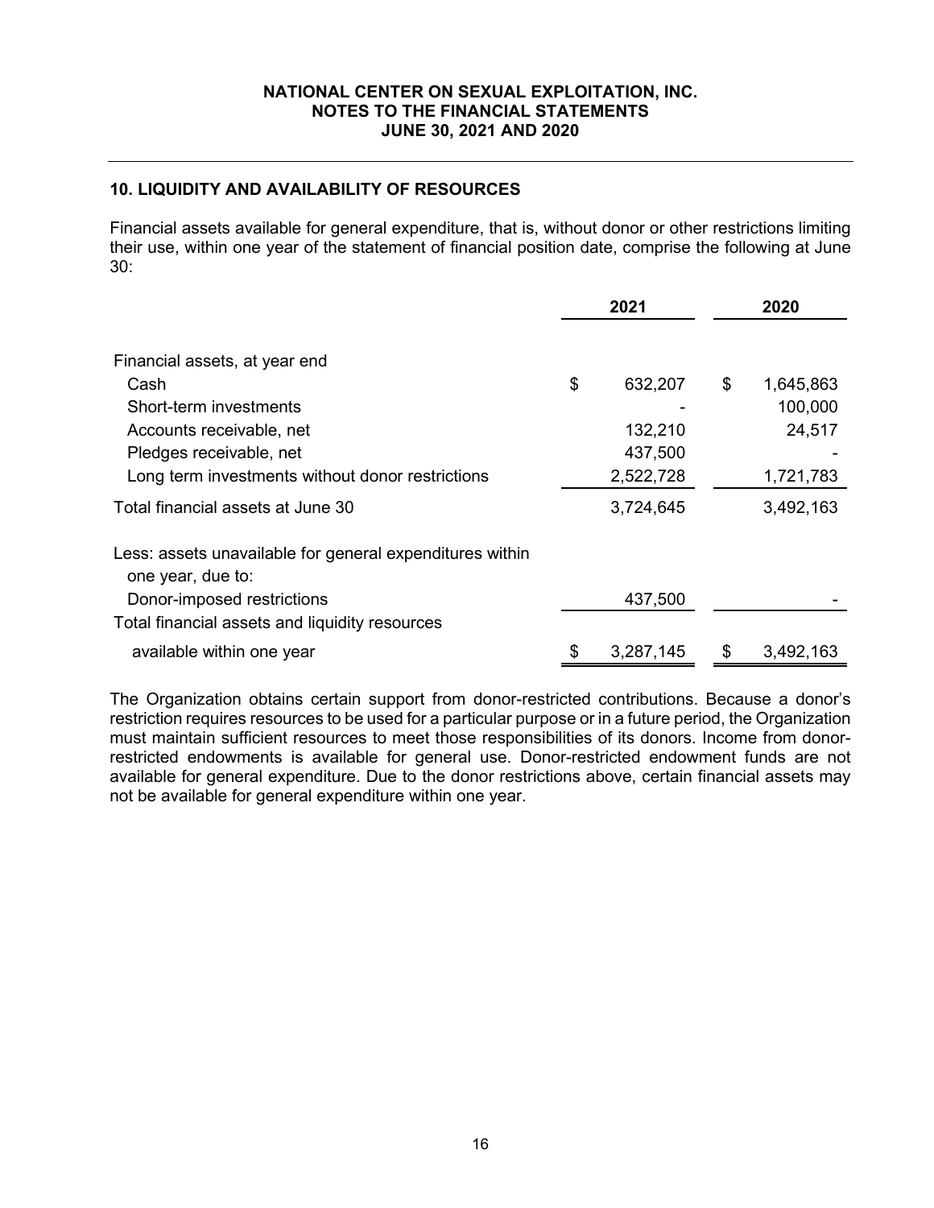## 10. LIQUIDITY AND AVAILABILITY OF RESOURCES

Financial assets available for general expenditure, that is, without donor or other restrictions limiting their use, within one year of the statement of financial position date, comprise the following at June 30:

| | 2021 | 2020 |
|---|---|---|
| Financial assets, at year end | | |
| Cash | $ 632,207 | $ 1,645,863 |
| Short-term investments | - | 100,000 |
| Accounts receivable, net | 132,210 | 24,517 |
| Pledges receivable, net | 437,500 | - |
| Long term investments without donor restrictions | 2,522,728 | 1,721,783 |
| Total financial assets at June 30 | 3,724,645 | 3,492,163 |
| Less: assets unavailable for general expenditures within one year, due to: | | |
| Donor-imposed restrictions | 437,500 | - |
| Total financial assets and liquidity resources available within one year | $ 3,287,145 | $ 3,492,163 |

The Organization obtains certain support from donor-restricted contributions. Because a donor's restriction requires resources to be used for a particular purpose or in a future period, the Organization must maintain sufficient resources to meet those responsibilities of its donors. Income from donor-restricted endowments is available for general use. Donor-restricted endowment funds are not available for general expenditure. Due to the donor restrictions above, certain financial assets may not be available for general expenditure within one year.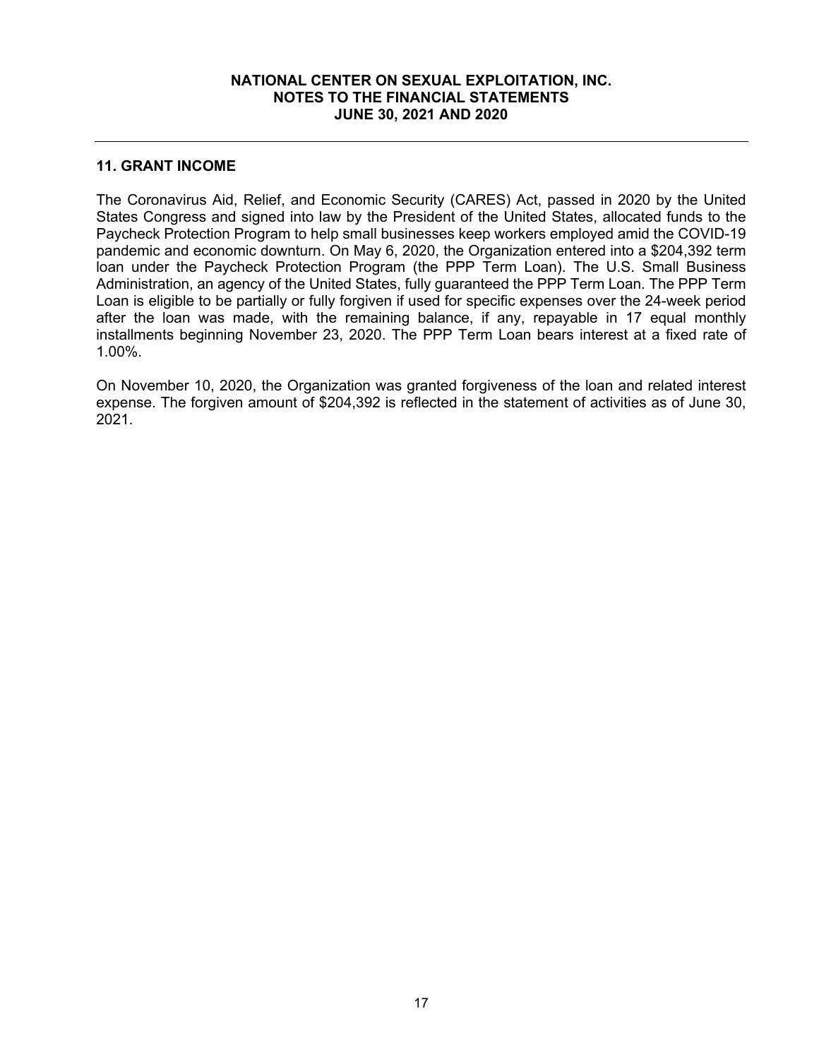## 11. GRANT INCOME

The Coronavirus Aid, Relief, and Economic Security (CARES) Act, passed in 2020 by the United States Congress and signed into law by the President of the United States, allocated funds to the Paycheck Protection Program to help small businesses keep workers employed amid the COVID-19 pandemic and economic downturn. On May 6, 2020, the Organization entered into a $204,392 term loan under the Paycheck Protection Program (the PPP Term Loan). The U.S. Small Business Administration, an agency of the United States, fully guaranteed the PPP Term Loan. The PPP Term Loan is eligible to be partially or fully forgiven if used for specific expenses over the 24-week period after the loan was made, with the remaining balance, if any, repayable in 17 equal monthly installments beginning November 23, 2020. The PPP Term Loan bears interest at a fixed rate of 1.00%.

On November 10, 2020, the Organization was granted forgiveness of the loan and related interest expense. The forgiven amount of $204,392 is reflected in the statement of activities as of June 30, 2021.